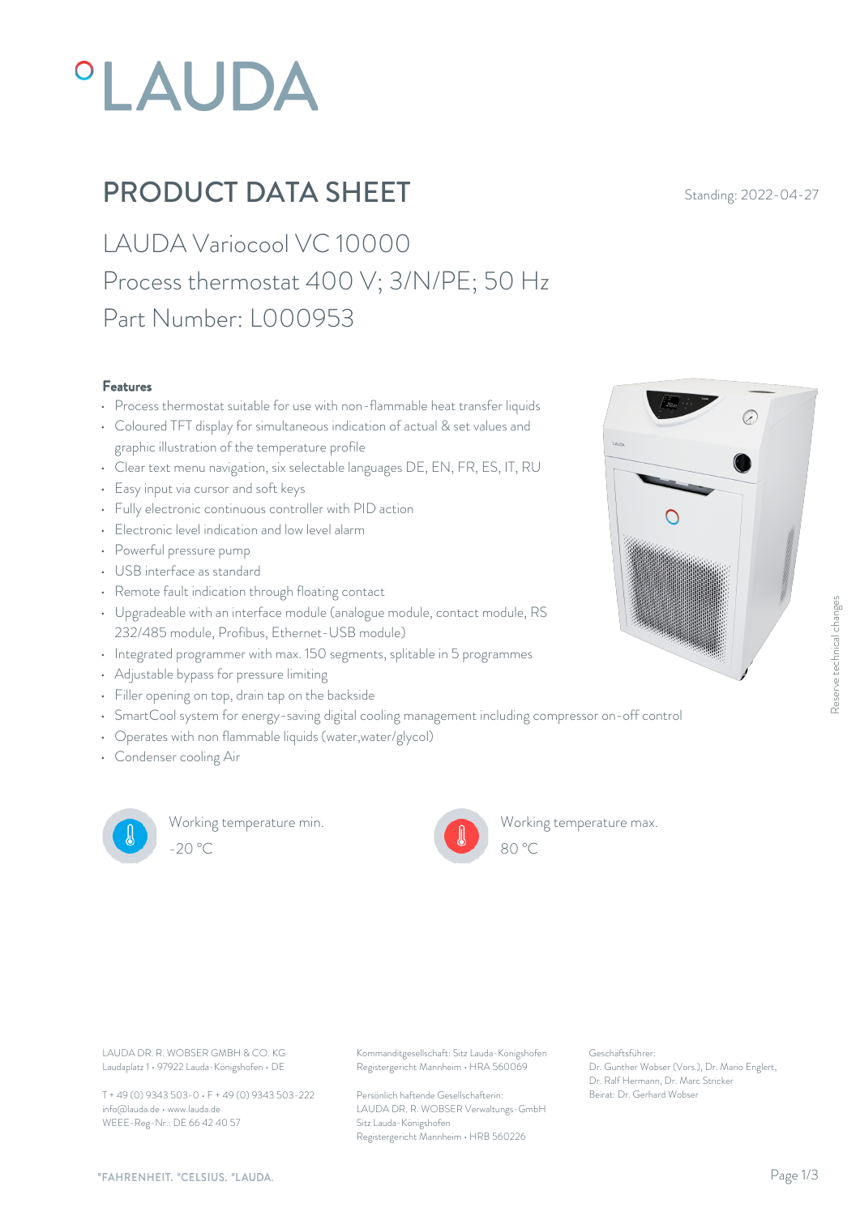# °LAUDA

## PRODUCT DATA SHEET

Standing: 2022-04-27

LAUDA Variocool VC 10000

Process thermostat 400 V; 3/N/PE; 50 Hz

Part Number: L000953

### Features

- Process thermostat suitable for use with non-flammable heat transfer liquids
- Coloured TFT display for simultaneous indication of actual & set values and graphic illustration of the temperature profile
- Clear text menu navigation, six selectable languages DE, EN, FR, ES, IT, RU
- Easy input via cursor and soft keys
- Fully electronic continuous controller with PID action
- Electronic level indication and low level alarm
- Powerful pressure pump
- USB interface as standard
- Remote fault indication through floating contact
- Upgradeable with an interface module (analogue module, contact module, RS 232/485 module, Profibus, Ethernet-USB module)
- Integrated programmer with max. 150 segments, splitable in 5 programmes
- Adjustable bypass for pressure limiting
- Filler opening on top, drain tap on the backside
- SmartCool system for energy-saving digital cooling management including compressor on-off control
- Operates with non flammable liquids (water,water/glycol)
- Condenser cooling Air

Working temperature min.
-20 °C

Working temperature max.
80 °C

Reserve technical changes

LAUDA DR. R. WOBSER GMBH & CO. KG
Laudaplatz 1 • 97922 Lauda-Königshofen • DE

T + 49 (0) 9343 503-0 • F + 49 (0) 9343 503-222
info@lauda.de • www.lauda.de
WEEE-Reg-Nr.: DE 66 42 40 57

Kommanditgesellschaft: Sitz Lauda-Königshofen
Registergericht Mannheim • HRA 560069

Persönlich haftende Gesellschafterin:
LAUDA DR. R. WOBSER Verwaltungs-GmbH
Sitz Lauda-Königshofen
Registergericht Mannheim • HRB 560226

Geschäftsführer:
Dr. Gunther Wobser (Vors.), Dr. Mario Englert, Dr. Ralf Hermann, Dr. Marc Stricker
Beirat: Dr. Gerhard Wobser

°FAHRENHEIT. °CELSIUS. °LAUDA.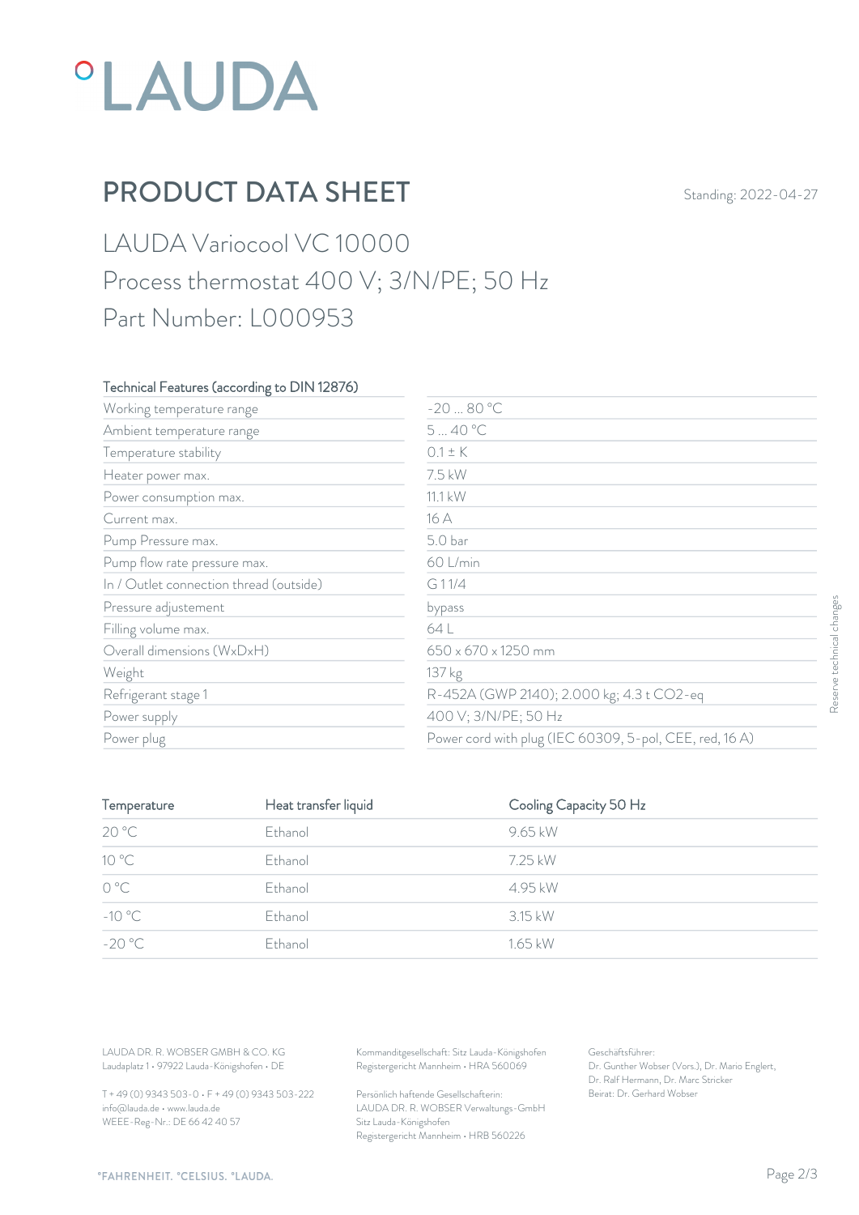°LAUDA

# PRODUCT DATA SHEET

Standing: 2022-04-27

## LAUDA Variocool VC 10000
## Process thermostat 400 V; 3/N/PE; 50 Hz
## Part Number: L000953

| Technical Features (according to DIN 12876) | |
|---|---|
| Working temperature range | -20 ... 80 °C |
| Ambient temperature range | 5 ... 40 °C |
| Temperature stability | 0.1 ± K |
| Heater power max. | 7.5 kW |
| Power consumption max. | 11.1 kW |
| Current max. | 16 A |
| Pump Pressure max. | 5.0 bar |
| Pump flow rate pressure max. | 60 L/min |
| In / Outlet connection thread (outside) | G 1 1/4 |
| Pressure adjustement | bypass |
| Filling volume max. | 64 L |
| Overall dimensions (WxDxH) | 650 x 670 x 1250 mm |
| Weight | 137 kg |
| Refrigerant stage 1 | R-452A (GWP 2140); 2.000 kg; 4.3 t $CO_2$-eq |
| Power supply | 400 V; 3/N/PE; 50 Hz |
| Power plug | Power cord with plug (IEC 60309, 5-pol, CEE, red, 16 A) |

| Temperature | Heat transfer liquid | Cooling Capacity 50 Hz |
|---|---|---|
| 20 °C | Ethanol | 9.65 kW |
| 10 °C | Ethanol | 7.25 kW |
| 0 °C | Ethanol | 4.95 kW |
| -10 °C | Ethanol | 3.15 kW |
| -20 °C | Ethanol | 1.65 kW |

Reserve technical changes

LAUDA DR. R. WOBSER GMBH & CO. KG
Laudaplatz 1 • 97922 Lauda-Königshofen • DE

T + 49 (0) 9343 503-0 • F + 49 (0) 9343 503-222
info@lauda.de • www.lauda.de
WEEE-Reg-Nr.: DE 66 42 40 57

Kommanditgesellschaft: Sitz Lauda-Königshofen
Registergericht Mannheim • HRA 560069

Persönlich haftende Gesellschafterin:
LAUDA DR. R. WOBSER Verwaltungs-GmbH
Sitz Lauda-Königshofen
Registergericht Mannheim • HRB 560226

Geschäftsführer:
Dr. Gunther Wobser (Vors.), Dr. Mario Englert,
Dr. Ralf Hermann, Dr. Marc Stricker
Beirat: Dr. Gerhard Wobser

°FAHRENHEIT. °CELSIUS. °LAUDA.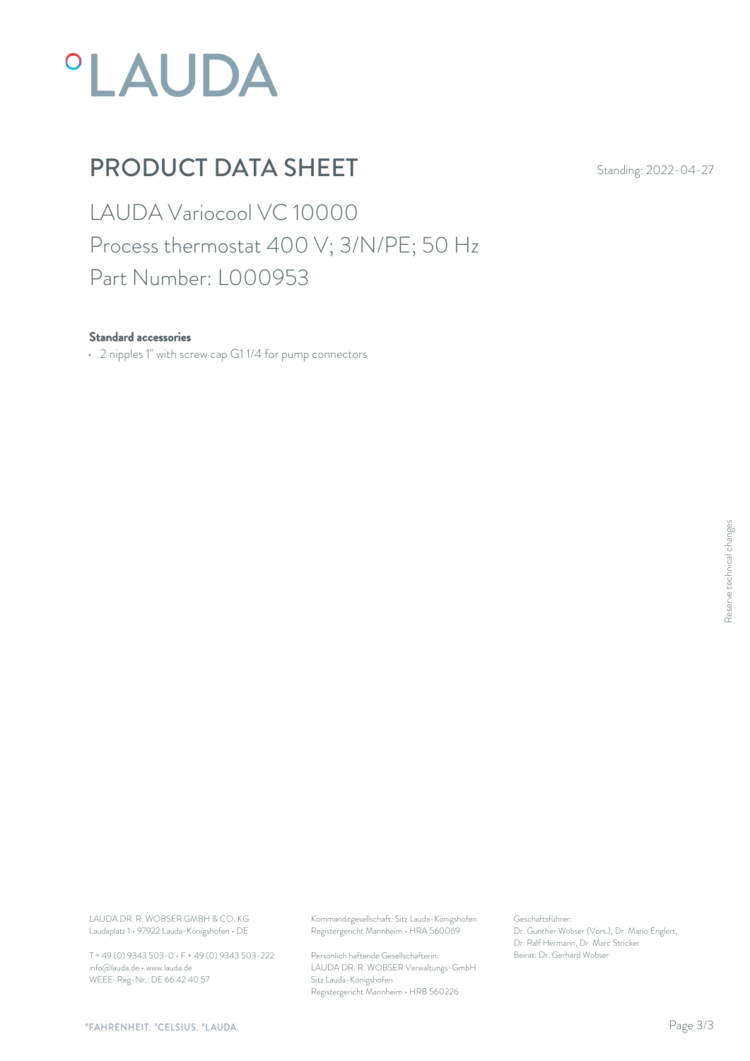# PRODUCT DATA SHEET

Standing: 2022-04-27

LAUDA Variocool VC 10000
Process thermostat 400 V; 3/N/PE; 50 Hz
Part Number: L000953

**Standard accessories**

- 2 nipples 1" with screw cap G1 1/4 for pump connectors

Reserve technical changes

LAUDA DR. R. WOBSER GMBH & CO. KG
Laudaplatz 1 • 97922 Lauda-Königshofen • DE

T + 49 (0) 9343 503-0 • F + 49 (0) 9343 503-222
info@lauda.de • www.lauda.de
WEEE-Reg-Nr.: DE 66 42 40 57

Kommanditgesellschaft: Sitz Lauda-Königshofen
Registergericht Mannheim • HRA 560069

Persönlich haftende Gesellschafterin:
LAUDA DR. R. WOBSER Verwaltungs-GmbH
Sitz Lauda-Königshofen
Registergericht Mannheim • HRB 560226

Geschäftsführer:
Dr. Gunther Wobser (Vors.), Dr. Mario Englert,
Dr. Ralf Hermann, Dr. Marc Stricker
Beirat: Dr. Gerhard Wobser

°FAHRENHEIT. °CELSIUS. °LAUDA.